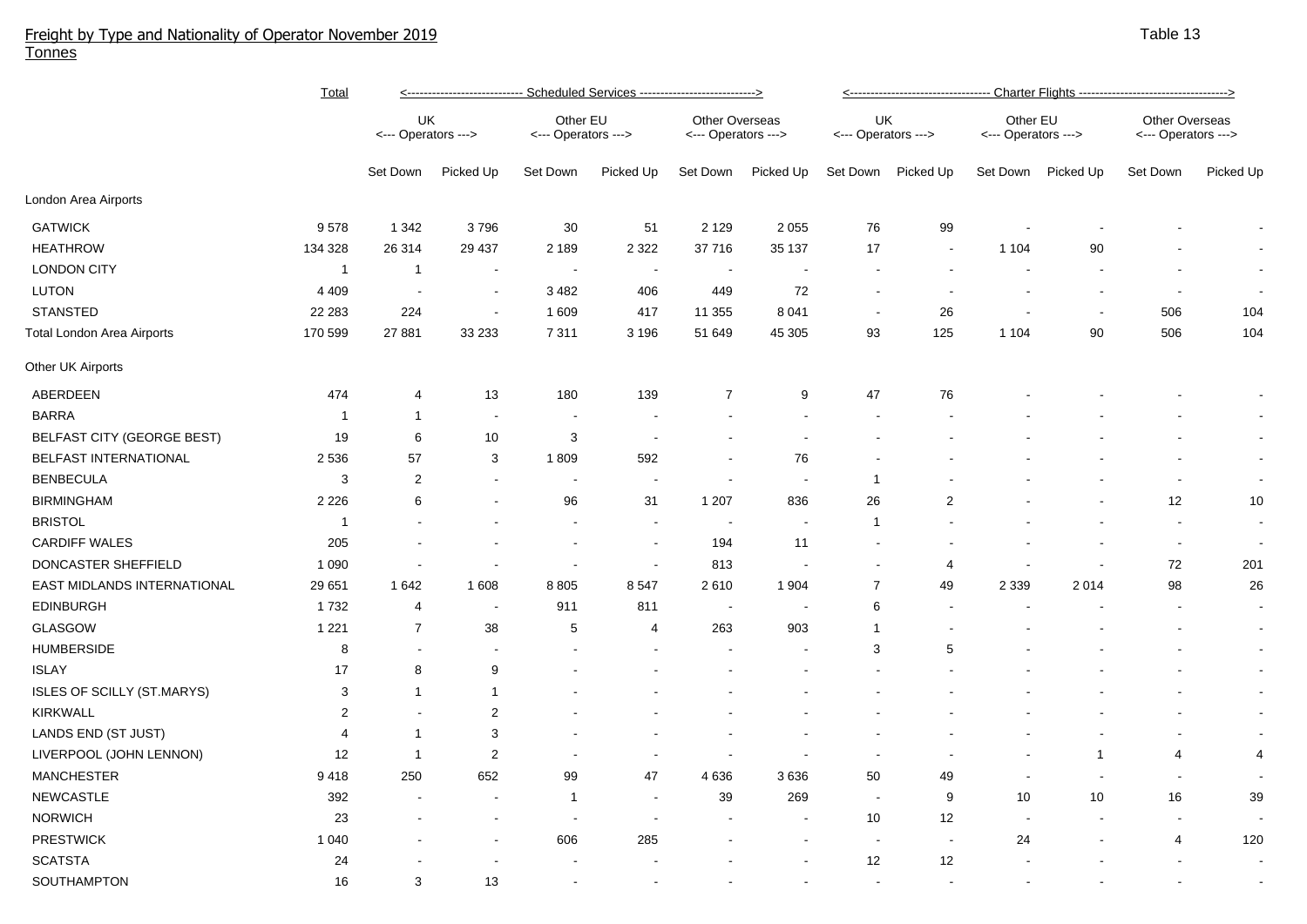# Freight by Type and Nationality of Operator November 2019

Tonnes

Table 13

| | Total | Scheduled Services | | | | | | Charter Flights | | | | | |
|---|---|---|---|---|---|---|---|---|---|---|---|---|---|
| | | UK Operators | | Other EU Operators | | Other Overseas Operators | | UK Operators | | Other EU Operators | | Other Overseas Operators | |
| | | Set Down | Picked Up | Set Down | Picked Up | Set Down | Picked Up | Set Down | Picked Up | Set Down | Picked Up | Set Down | Picked Up |
| London Area Airports | | | | | | | | | | | | | |
| GATWICK | 9 578 | 1 342 | 3 796 | 30 | 51 | 2 129 | 2 055 | 76 | 99 | - | - | - | - |
| HEATHROW | 134 328 | 26 314 | 29 437 | 2 189 | 2 322 | 37 716 | 35 137 | 17 | - | 1 104 | 90 | - | - |
| LONDON CITY | 1 | 1 | - | - | - | - | - | - | - | - | - | - | - |
| LUTON | 4 409 | - | - | 3 482 | 406 | 449 | 72 | - | - | - | - | - | - |
| STANSTED | 22 283 | 224 | - | 1 609 | 417 | 11 355 | 8 041 | - | 26 | - | - | 506 | 104 |
| Total London Area Airports | 170 599 | 27 881 | 33 233 | 7 311 | 3 196 | 51 649 | 45 305 | 93 | 125 | 1 104 | 90 | 506 | 104 |
| Other UK Airports | | | | | | | | | | | | | |
| ABERDEEN | 474 | 4 | 13 | 180 | 139 | 7 | 9 | 47 | 76 | - | - | - | - |
| BARRA | 1 | 1 | - | - | - | - | - | - | - | - | - | - | - |
| BELFAST CITY (GEORGE BEST) | 19 | 6 | 10 | 3 | - | - | - | - | - | - | - | - | - |
| BELFAST INTERNATIONAL | 2 536 | 57 | 3 | 1 809 | 592 | - | 76 | - | - | - | - | - | - |
| BENBECULA | 3 | 2 | - | - | - | - | - | 1 | - | - | - | - | - |
| BIRMINGHAM | 2 226 | 6 | - | 96 | 31 | 1 207 | 836 | 26 | 2 | - | - | 12 | 10 |
| BRISTOL | 1 | - | - | - | - | - | - | 1 | - | - | - | - | - |
| CARDIFF WALES | 205 | - | - | - | - | 194 | 11 | - | - | - | - | - | - |
| DONCASTER SHEFFIELD | 1 090 | - | - | - | - | 813 | - | - | 4 | - | - | 72 | 201 |
| EAST MIDLANDS INTERNATIONAL | 29 651 | 1 642 | 1 608 | 8 805 | 8 547 | 2 610 | 1 904 | 7 | 49 | 2 339 | 2 014 | 98 | 26 |
| EDINBURGH | 1 732 | 4 | - | 911 | 811 | - | - | 6 | - | - | - | - | - |
| GLASGOW | 1 221 | 7 | 38 | 5 | 4 | 263 | 903 | 1 | - | - | - | - | - |
| HUMBERSIDE | 8 | - | - | - | - | - | - | 3 | 5 | - | - | - | - |
| ISLAY | 17 | 8 | 9 | - | - | - | - | - | - | - | - | - | - |
| ISLES OF SCILLY (ST.MARYS) | 3 | 1 | 1 | - | - | - | - | - | - | - | - | - | - |
| KIRKWALL | 2 | - | 2 | - | - | - | - | - | - | - | - | - | - |
| LANDS END (ST JUST) | 4 | 1 | 3 | - | - | - | - | - | - | - | - | - | - |
| LIVERPOOL (JOHN LENNON) | 12 | 1 | 2 | - | - | - | - | - | - | - | 1 | 4 | 4 |
| MANCHESTER | 9 418 | 250 | 652 | 99 | 47 | 4 636 | 3 636 | 50 | 49 | - | - | - | - |
| NEWCASTLE | 392 | - | - | 1 | - | 39 | 269 | - | 9 | 10 | 10 | 16 | 39 |
| NORWICH | 23 | - | - | - | - | - | - | 10 | 12 | - | - | - | - |
| PRESTWICK | 1 040 | - | - | 606 | 285 | - | - | - | - | 24 | - | 4 | 120 |
| SCATSTA | 24 | - | - | - | - | - | - | 12 | 12 | - | - | - | - |
| SOUTHAMPTON | 16 | 3 | 13 | - | - | - | - | - | - | - | - | - | - |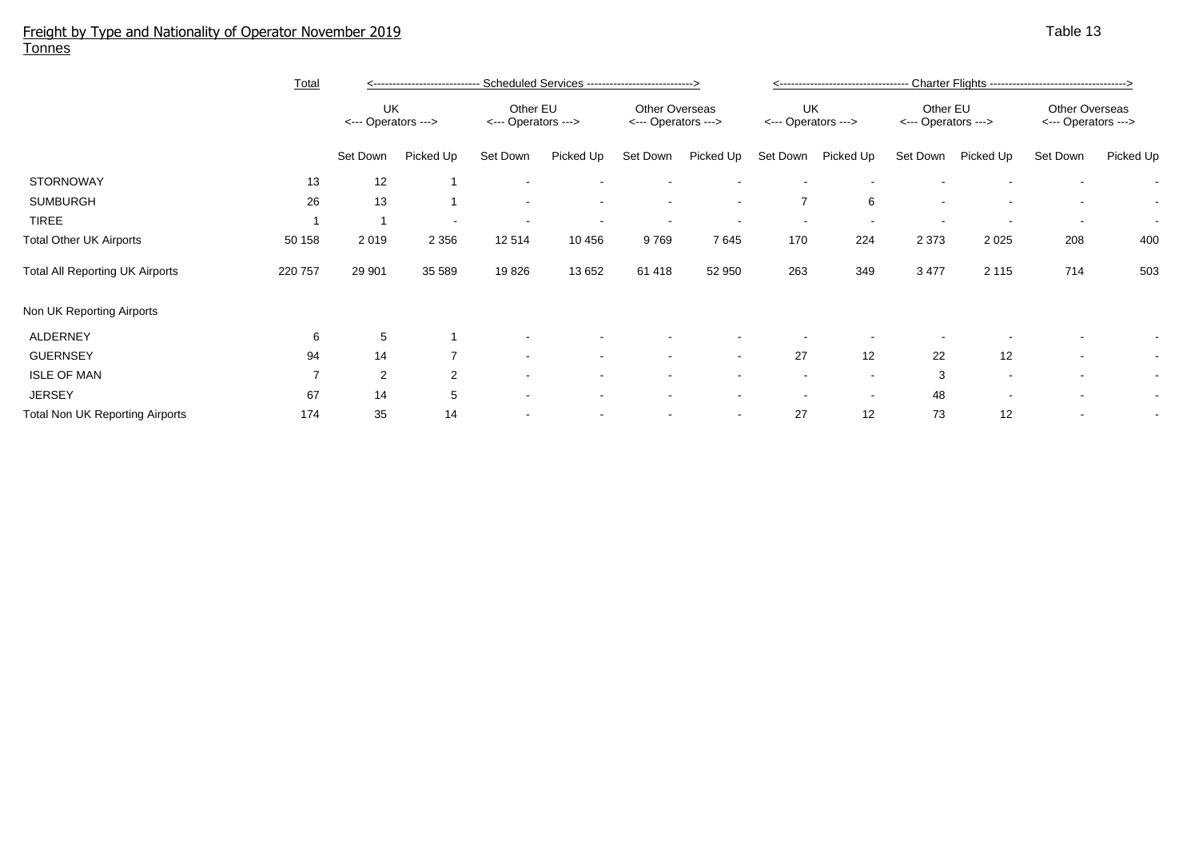## Freight by Type and Nationality of Operator November 2019
Tonnes

Table 13

| | Total | Scheduled Services | | | | | | Charter Flights | | | | | |
|---|---|---|---|---|---|---|---|---|---|---|---|---|---|
| | | UK <--- Operators ---> | | Other EU <--- Operators ---> | | Other Overseas <--- Operators ---> | | UK <--- Operators ---> | | Other EU <--- Operators ---> | | Other Overseas <--- Operators ---> | |
| | | Set Down | Picked Up | Set Down | Picked Up | Set Down | Picked Up | Set Down | Picked Up | Set Down | Picked Up | Set Down | Picked Up |
| STORNOWAY | 13 | 12 | 1 | - | - | - | - | - | - | - | - | - | - |
| SUMBURGH | 26 | 13 | 1 | - | - | - | - | 7 | 6 | - | - | - | - |
| TIREE | 1 | 1 | - | - | - | - | - | - | - | - | - | - | - |
| Total Other UK Airports | 50 158 | 2 019 | 2 356 | 12 514 | 10 456 | 9 769 | 7 645 | 170 | 224 | 2 373 | 2 025 | 208 | 400 |
| Total All Reporting UK Airports | 220 757 | 29 901 | 35 589 | 19 826 | 13 652 | 61 418 | 52 950 | 263 | 349 | 3 477 | 2 115 | 714 | 503 |
| Non UK Reporting Airports | | | | | | | | | | | | | |
| ALDERNEY | 6 | 5 | 1 | - | - | - | - | - | - | - | - | - | - |
| GUERNSEY | 94 | 14 | 7 | - | - | - | - | 27 | 12 | 22 | 12 | - | - |
| ISLE OF MAN | 7 | 2 | 2 | - | - | - | - | - | - | 3 | - | - | - |
| JERSEY | 67 | 14 | 5 | - | - | - | - | - | - | 48 | - | - | - |
| Total Non UK Reporting Airports | 174 | 35 | 14 | - | - | - | - | 27 | 12 | 73 | 12 | - | - |